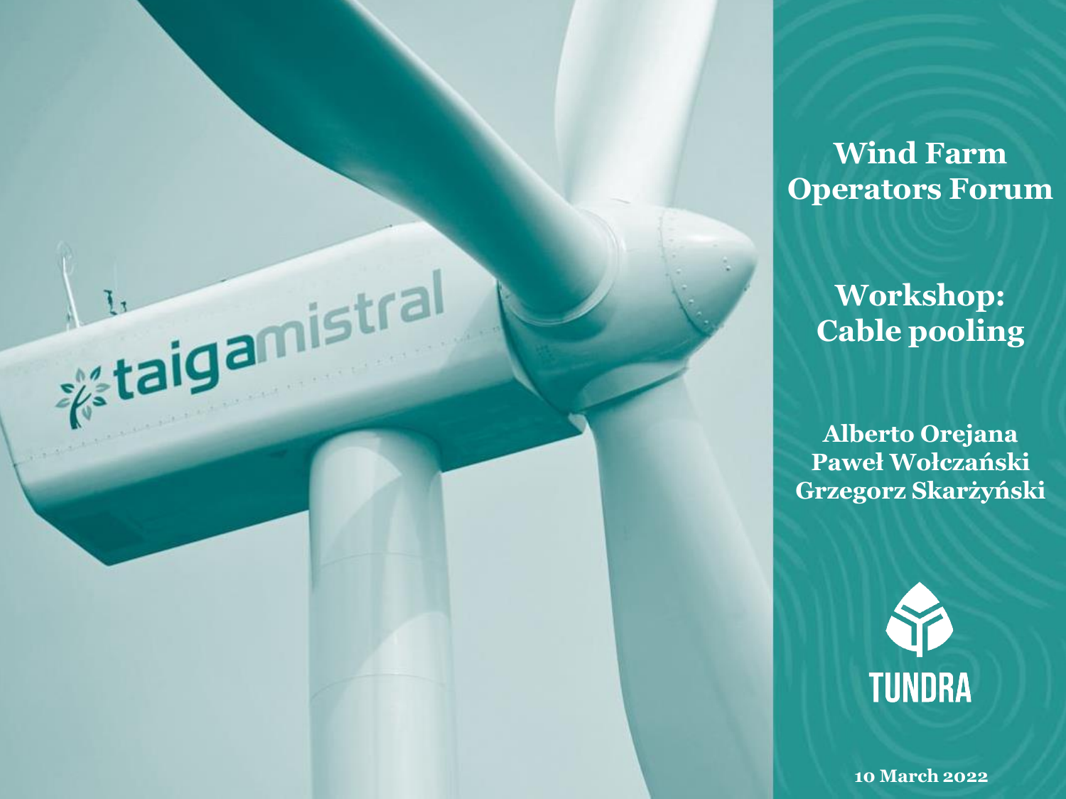# Wind Farm Operators Forum

## Workshop: Cable pooling

**Alberto Orejana**
**Paweł Wołczański**
**Grzegorz Skarżyński**

TUNDRA

10 March 2022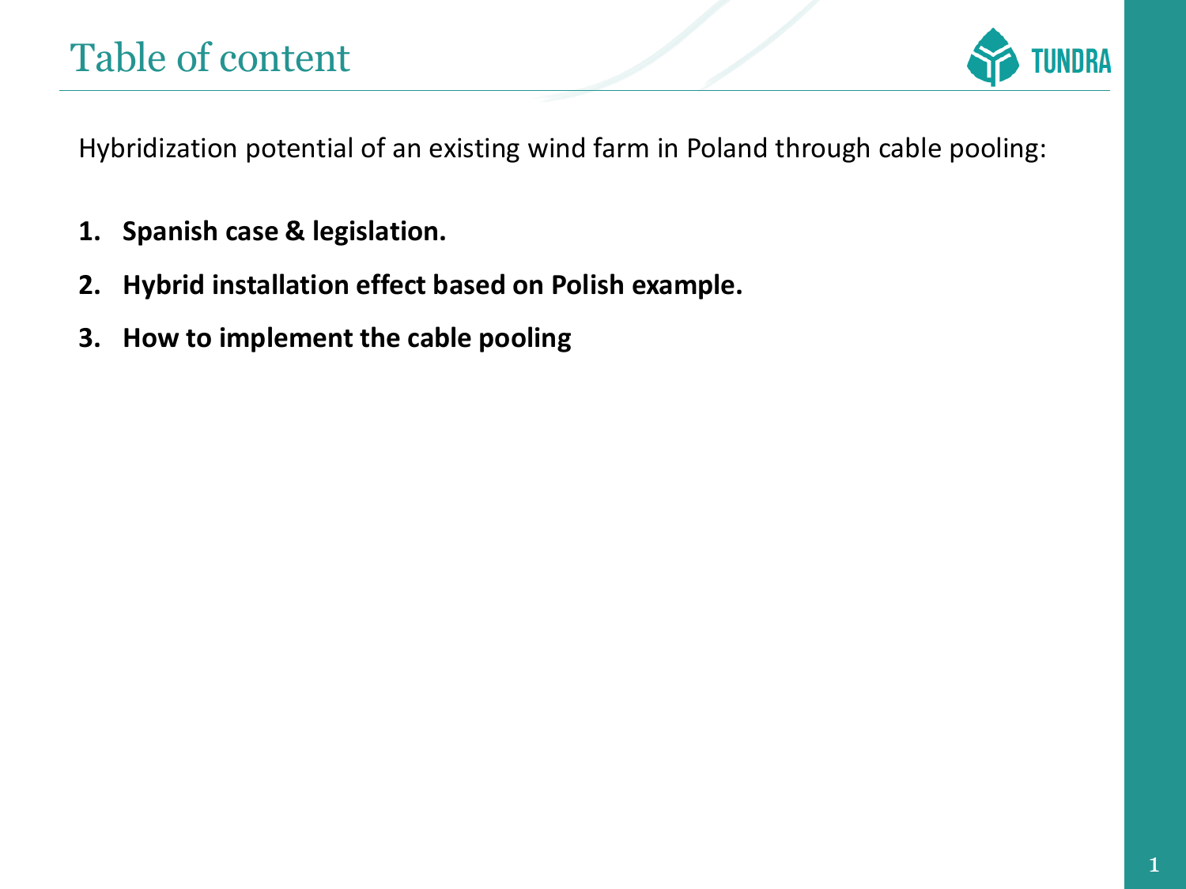# Table of content

Hybridization potential of an existing wind farm in Poland through cable pooling:

1. **Spanish case & legislation.**
2. **Hybrid installation effect based on Polish example.**
3. **How to implement the cable pooling**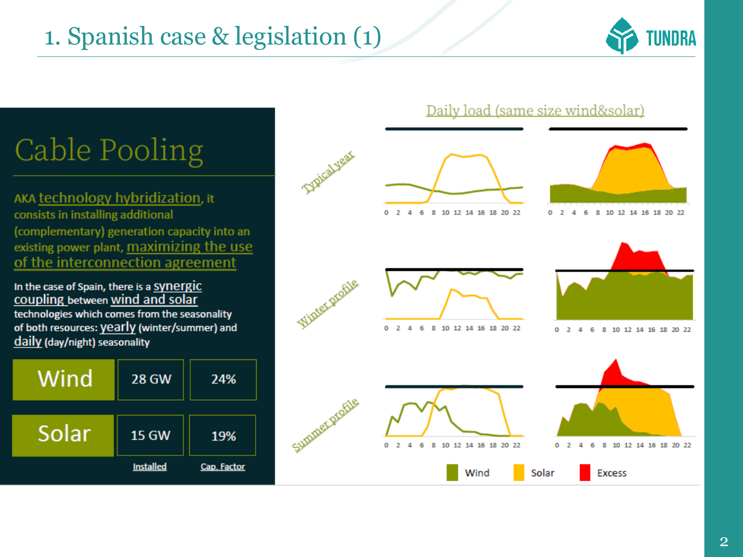# 1. Spanish case & legislation (1)

## Cable Pooling

AKA technology hybridization, it consists in installing additional (complementary) generation capacity into an existing power plant, maximizing the use of the interconnection agreement

In the case of Spain, there is a synergic coupling between wind and solar technologies which comes from the seasonality of both resources: yearly (winter/summer) and daily (day/night) seasonality

| | Installed | Cap. Factor |
|---|---|---|
| Wind | 28 GW | 24% |
| Solar | 15 GW | 19% |

Daily load (same size wind&solar)

Typical year

Winter profile

Summer profile

Wind Solar Excess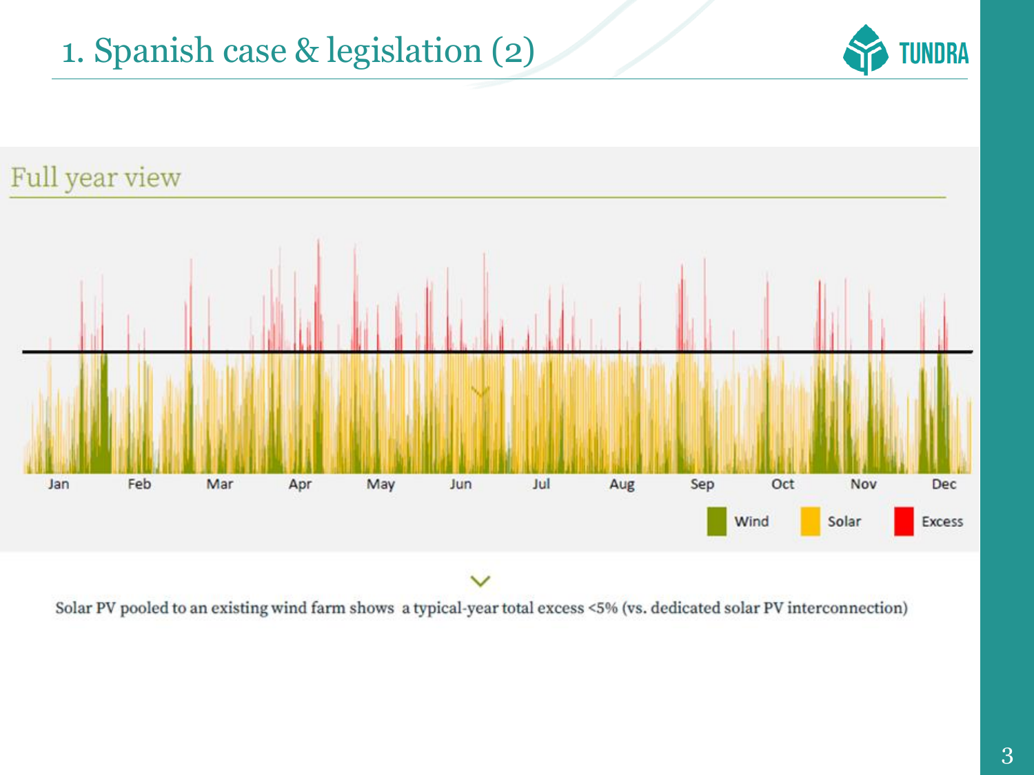# 1. Spanish case & legislation (2)

## Full year view

Jan Feb Mar Apr May Jun Jul Aug Sep Oct Nov Dec

Wind Solar Excess

Solar PV pooled to an existing wind farm shows a typical-year total excess <5% (vs. dedicated solar PV interconnection)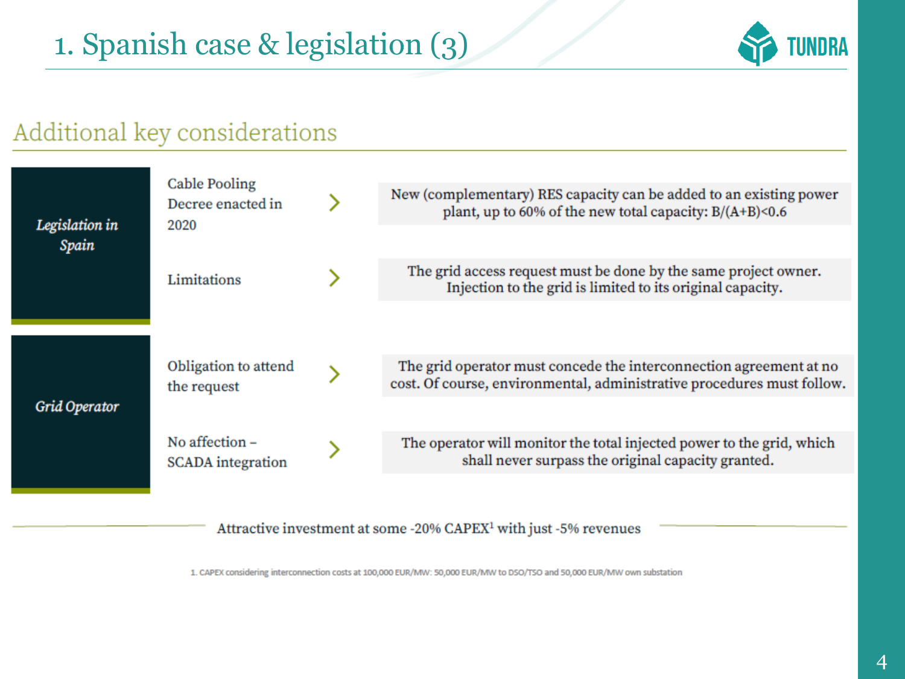# 1. Spanish case & legislation (3)

## Additional key considerations

| | | |
|---|---|---|
| *Legislation in Spain* | Cable Pooling Decree enacted in 2020 | New (complementary) RES capacity can be added to an existing power plant, up to 60% of the new total capacity: $B/(A+B)<0.6$ |
| | Limitations | The grid access request must be done by the same project owner. Injection to the grid is limited to its original capacity. |
| *Grid Operator* | Obligation to attend the request | The grid operator must concede the interconnection agreement at no cost. Of course, environmental, administrative procedures must follow. |
| | No affection – SCADA integration | The operator will monitor the total injected power to the grid, which shall never surpass the original capacity granted. |

Attractive investment at some -20% CAPEX[1] with just -5% revenues

1. CAPEX considering interconnection costs at 100,000 EUR/MW: 50,000 EUR/MW to DSO/TSO and 50,000 EUR/MW own substation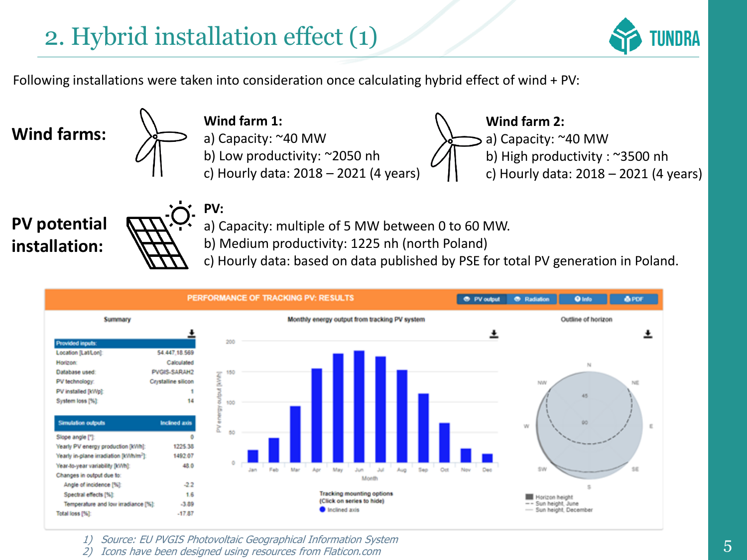# 2. Hybrid installation effect (1)

Following installations were taken into consideration once calculating hybrid effect of wind + PV:

**Wind farms:**

**Wind farm 1:**
a) Capacity: ~40 MW
b) Low productivity: ~2050 nh
c) Hourly data: 2018 – 2021 (4 years)

**Wind farm 2:**
a) Capacity: ~40 MW
b) High productivity : ~3500 nh
c) Hourly data: 2018 – 2021 (4 years)

**PV potential installation:**

**PV:**
a) Capacity: multiple of 5 MW between 0 to 60 MW.
b) Medium productivity: 1225 nh (north Poland)
c) Hourly data: based on data published by PSE for total PV generation in Poland.

**PERFORMANCE OF TRACKING PV: RESULTS**

Summary

| Provided inputs: | |
| --- | --- |
| Location [Lat/Lon]: | 54.447,18.569 |
| Horizon: | Calculated |
| Database used: | PVGIS-SARAH2 |
| PV technology: | Crystalline silicon |
| PV installed [kWp]: | 1 |
| System loss [%]: | 14 |

| Simulation outputs | Inclined axis |
| --- | --- |
| Slope angle [°]: | 0 |
| Yearly PV energy production [kWh]: | 1225.38 |
| Yearly in-plane irradiation [kWh/m²]: | 1492.07 |
| Year-to-year variability [kWh]: | 48.0 |
| Changes in output due to: | |
| Angle of incidence [%]: | -2.2 |
| Spectral effects [%]: | 1.6 |
| Temperature and low irradiance [%]: | -3.89 |
| Total loss [%]: | -17.87 |

Monthly energy output from tracking PV system

Outline of horizon

1) *Source: EU PVGIS Photovoltaic Geographical Information System*
2) *Icons have been designed using resources from Flaticon.com*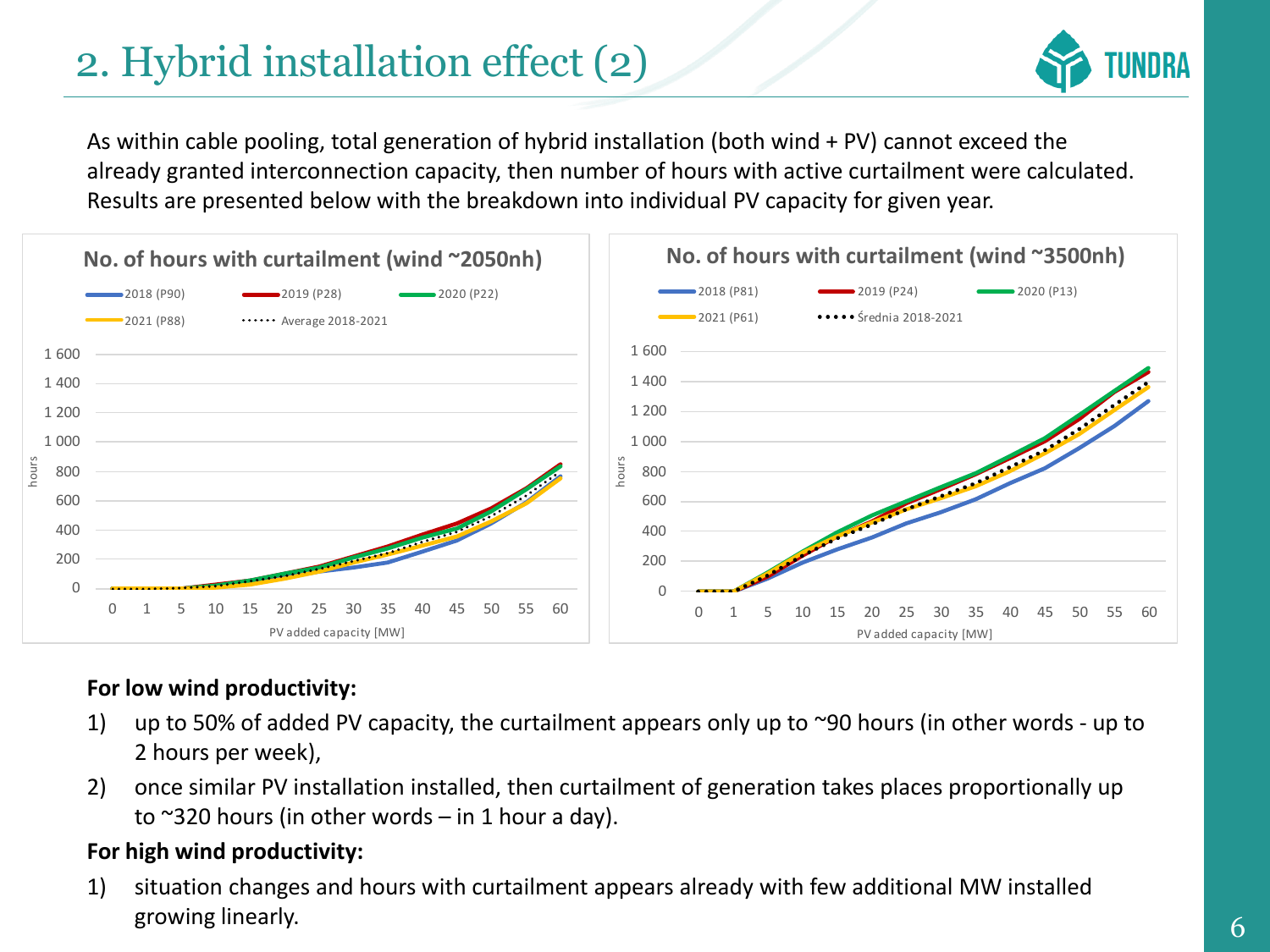# 2. Hybrid installation effect (2)

As within cable pooling, total generation of hybrid installation (both wind + PV) cannot exceed the already granted interconnection capacity, then number of hours with active curtailment were calculated. Results are presented below with the breakdown into individual PV capacity for given year.

**No. of hours with curtailment (wind ~2050nh)**

Legend: 2018 (P90), 2019 (P28), 2020 (P22), 2021 (P88), Average 2018-2021

Y-axis: hours (0 – 1 600); X-axis: PV added capacity [MW] (0, 1, 5, 10, 15, 20, 25, 30, 35, 40, 45, 50, 55, 60)

**No. of hours with curtailment (wind ~3500nh)**

Legend: 2018 (P81), 2019 (P24), 2020 (P13), 2021 (P61), Średnia 2018-2021

Y-axis: hours (0 – 1 600); X-axis: PV added capacity [MW] (0, 1, 5, 10, 15, 20, 25, 30, 35, 40, 45, 50, 55, 60)

**For low wind productivity:**

1) up to 50% of added PV capacity, the curtailment appears only up to ~90 hours (in other words - up to 2 hours per week),
2) once similar PV installation installed, then curtailment of generation takes places proportionally up to ~320 hours (in other words – in 1 hour a day).

**For high wind productivity:**

1) situation changes and hours with curtailment appears already with few additional MW installed growing linearly.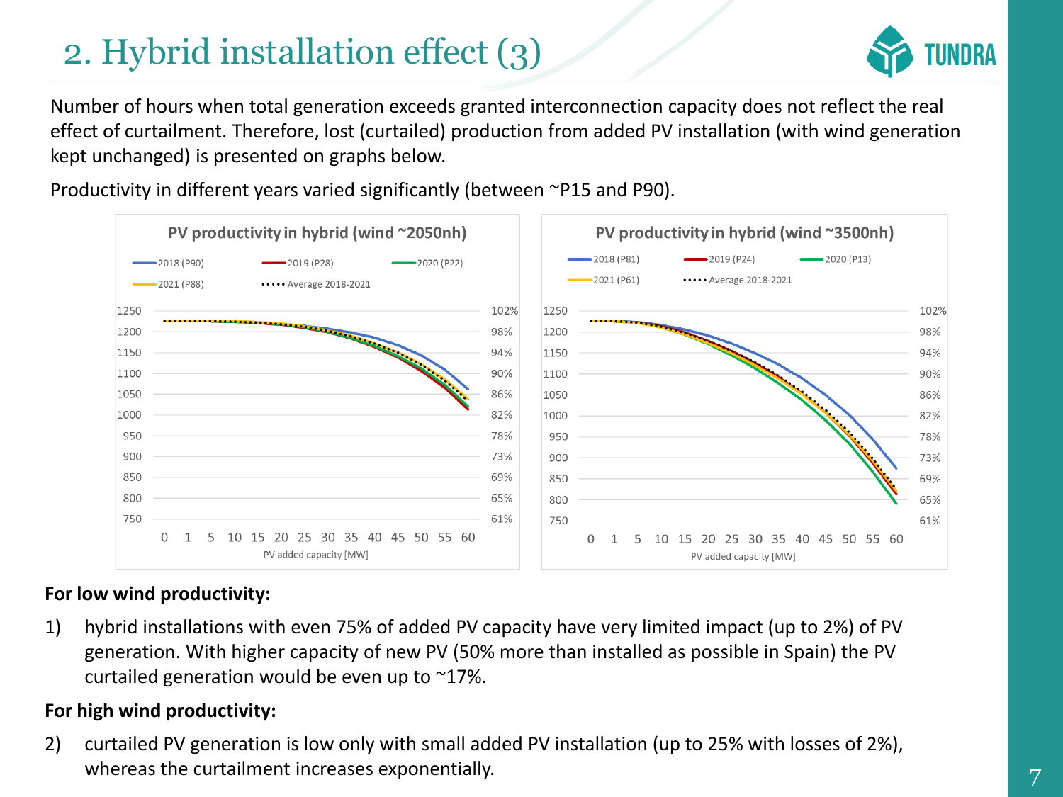# 2. Hybrid installation effect (3)

Number of hours when total generation exceeds granted interconnection capacity does not reflect the real effect of curtailment. Therefore, lost (curtailed) production from added PV installation (with wind generation kept unchanged) is presented on graphs below.

Productivity in different years varied significantly (between ~P15 and P90).

**PV productivity in hybrid (wind ~2050nh)**

Legend: 2018 (P90), 2019 (P28), 2020 (P22), 2021 (P88), Average 2018-2021

PV added capacity [MW]

**PV productivity in hybrid (wind ~3500nh)**

Legend: 2018 (P81), 2019 (P24), 2020 (P13), 2021 (P61), Average 2018-2021

PV added capacity [MW]

**For low wind productivity:**

1) hybrid installations with even 75% of added PV capacity have very limited impact (up to 2%) of PV generation. With higher capacity of new PV (50% more than installed as possible in Spain) the PV curtailed generation would be even up to ~17%.

**For high wind productivity:**

2) curtailed PV generation is low only with small added PV installation (up to 25% with losses of 2%), whereas the curtailment increases exponentially.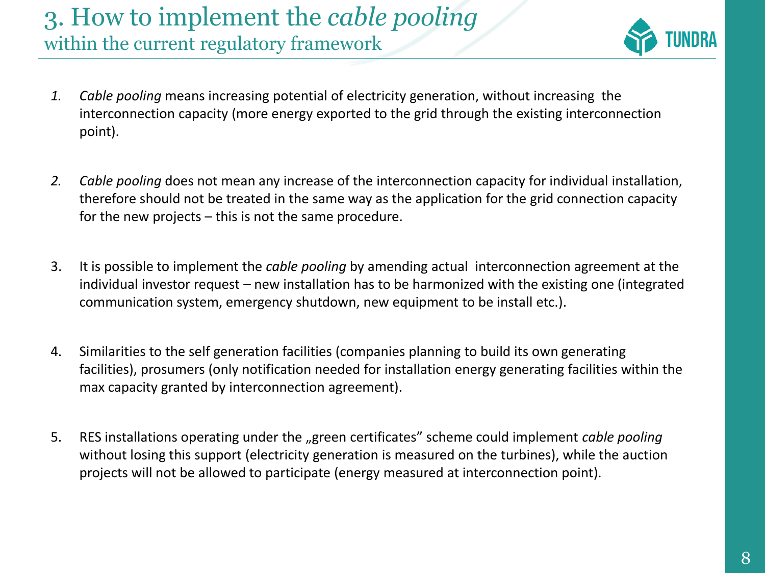# 3. How to implement the *cable pooling*
## within the current regulatory framework

1. *Cable pooling* means increasing potential of electricity generation, without increasing the interconnection capacity (more energy exported to the grid through the existing interconnection point).

2. *Cable pooling* does not mean any increase of the interconnection capacity for individual installation, therefore should not be treated in the same way as the application for the grid connection capacity for the new projects – this is not the same procedure.

3. It is possible to implement the *cable pooling* by amending actual interconnection agreement at the individual investor request – new installation has to be harmonized with the existing one (integrated communication system, emergency shutdown, new equipment to be install etc.).

4. Similarities to the self generation facilities (companies planning to build its own generating facilities), prosumers (only notification needed for installation energy generating facilities within the max capacity granted by interconnection agreement).

5. RES installations operating under the „green certificates" scheme could implement *cable pooling* without losing this support (electricity generation is measured on the turbines), while the auction projects will not be allowed to participate (energy measured at interconnection point).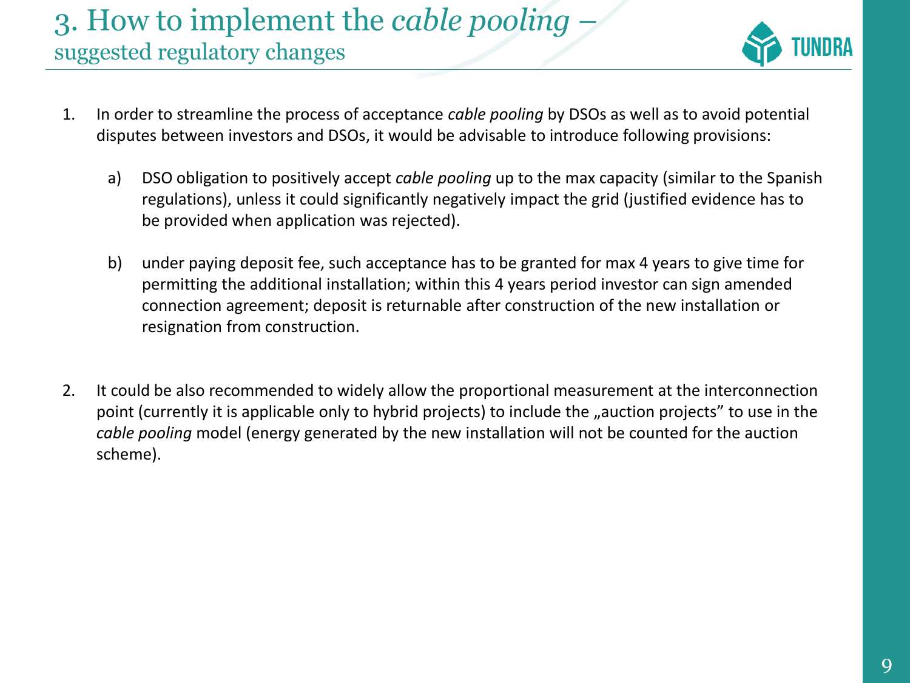# 3. How to implement the *cable pooling* – suggested regulatory changes

1. In order to streamline the process of acceptance *cable pooling* by DSOs as well as to avoid potential disputes between investors and DSOs, it would be advisable to introduce following provisions:

   a) DSO obligation to positively accept *cable pooling* up to the max capacity (similar to the Spanish regulations), unless it could significantly negatively impact the grid (justified evidence has to be provided when application was rejected).

   b) under paying deposit fee, such acceptance has to be granted for max 4 years to give time for permitting the additional installation; within this 4 years period investor can sign amended connection agreement; deposit is returnable after construction of the new installation or resignation from construction.

2. It could be also recommended to widely allow the proportional measurement at the interconnection point (currently it is applicable only to hybrid projects) to include the „auction projects" to use in the *cable pooling* model (energy generated by the new installation will not be counted for the auction scheme).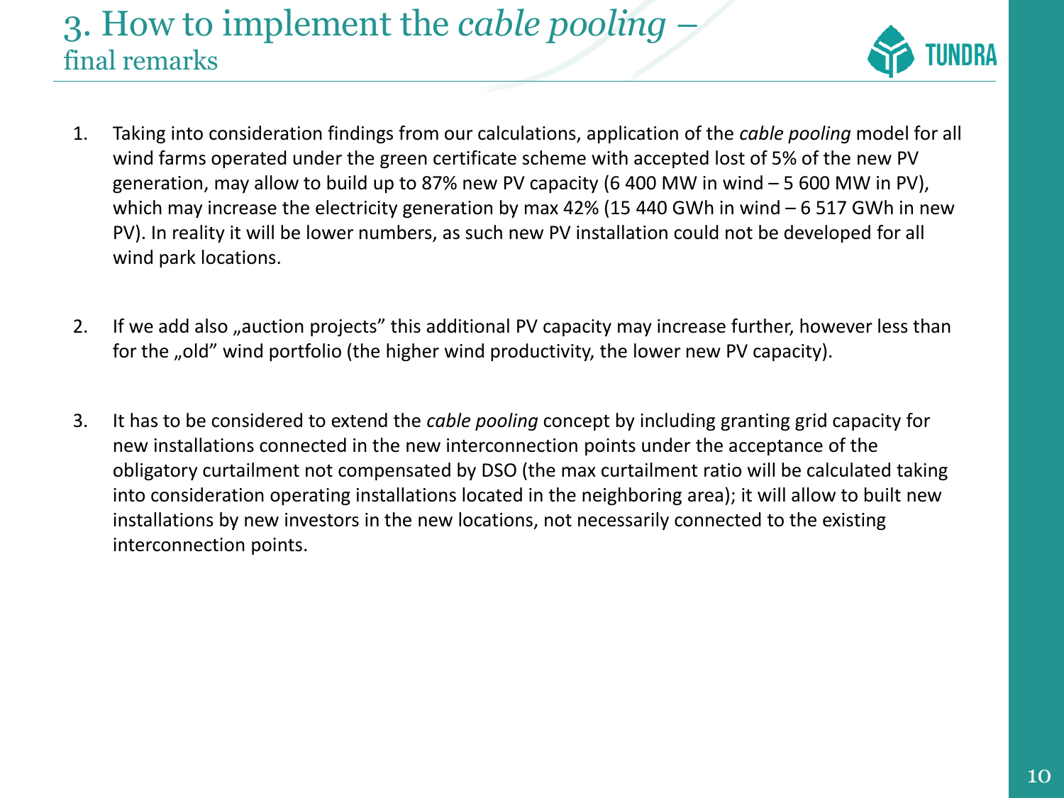# 3. How to implement the *cable pooling* – final remarks

1. Taking into consideration findings from our calculations, application of the *cable pooling* model for all wind farms operated under the green certificate scheme with accepted lost of 5% of the new PV generation, may allow to build up to 87% new PV capacity (6 400 MW in wind – 5 600 MW in PV), which may increase the electricity generation by max 42% (15 440 GWh in wind – 6 517 GWh in new PV). In reality it will be lower numbers, as such new PV installation could not be developed for all wind park locations.

2. If we add also „auction projects" this additional PV capacity may increase further, however less than for the „old" wind portfolio (the higher wind productivity, the lower new PV capacity).

3. It has to be considered to extend the *cable pooling* concept by including granting grid capacity for new installations connected in the new interconnection points under the acceptance of the obligatory curtailment not compensated by DSO (the max curtailment ratio will be calculated taking into consideration operating installations located in the neighboring area); it will allow to built new installations by new investors in the new locations, not necessarily connected to the existing interconnection points.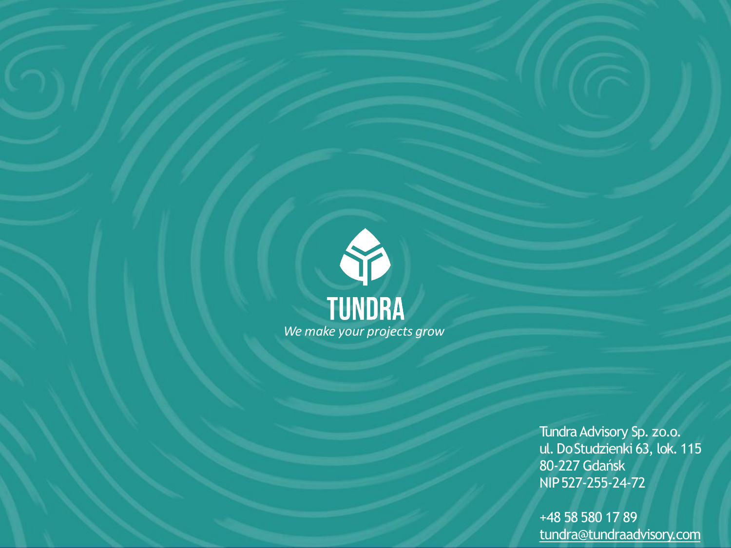# TUNDRA

*We make your projects grow*

Tundra Advisory Sp. zo.o.
ul. Do Studzienki 63, lok. 115
80-227 Gdańsk
NIP 527-255-24-72

+48 58 580 17 89
tundra@tundraadvisory.com